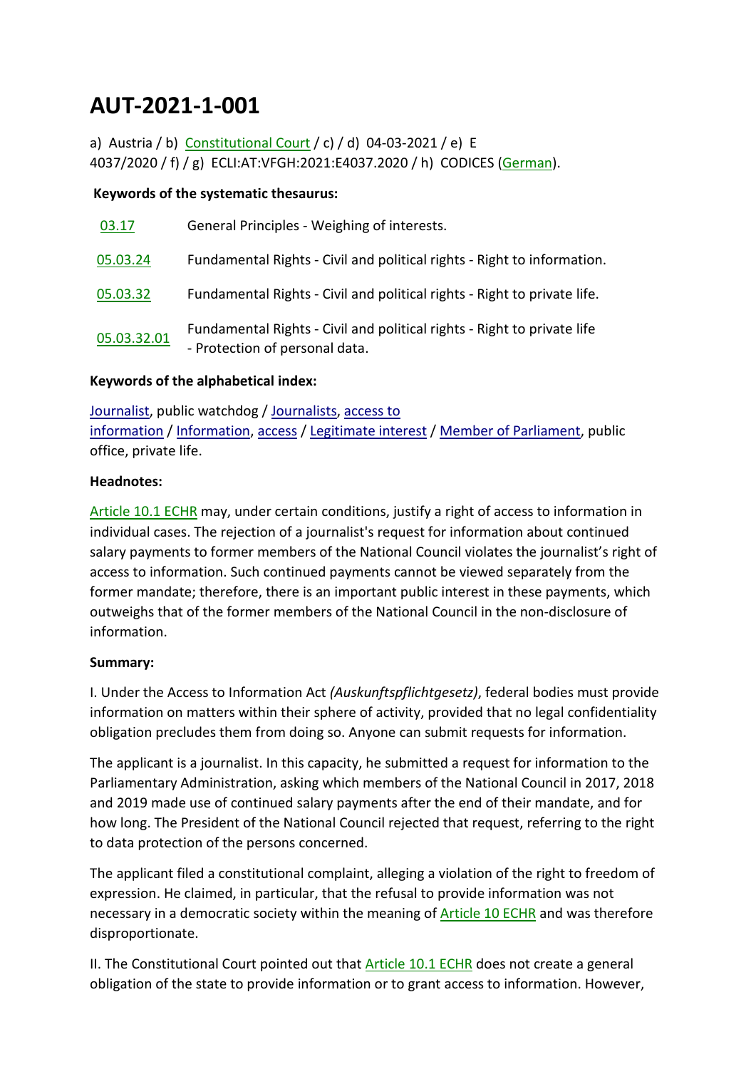# AUT-2021-1-001

a) Austria / b) Constitutional Court / c) / d) 04-03-2021 / e) E 4037/2020 / f) / g) ECLI:AT:VFGH:2021:E4037.2020 / h) CODICES (German).

**Keywords of the systematic thesaurus:**

| | |
|---|---|
| 03.17 | General Principles - Weighing of interests. |
| 05.03.24 | Fundamental Rights - Civil and political rights - Right to information. |
| 05.03.32 | Fundamental Rights - Civil and political rights - Right to private life. |
| 05.03.32.01 | Fundamental Rights - Civil and political rights - Right to private life - Protection of personal data. |

**Keywords of the alphabetical index:**

Journalist, public watchdog / Journalists, access to information / Information, access / Legitimate interest / Member of Parliament, public office, private life.

**Headnotes:**

Article 10.1 ECHR may, under certain conditions, justify a right of access to information in individual cases. The rejection of a journalist's request for information about continued salary payments to former members of the National Council violates the journalist's right of access to information. Such continued payments cannot be viewed separately from the former mandate; therefore, there is an important public interest in these payments, which outweighs that of the former members of the National Council in the non-disclosure of information.

**Summary:**

I. Under the Access to Information Act *(Auskunftspflichtgesetz)*, federal bodies must provide information on matters within their sphere of activity, provided that no legal confidentiality obligation precludes them from doing so. Anyone can submit requests for information.

The applicant is a journalist. In this capacity, he submitted a request for information to the Parliamentary Administration, asking which members of the National Council in 2017, 2018 and 2019 made use of continued salary payments after the end of their mandate, and for how long. The President of the National Council rejected that request, referring to the right to data protection of the persons concerned.

The applicant filed a constitutional complaint, alleging a violation of the right to freedom of expression. He claimed, in particular, that the refusal to provide information was not necessary in a democratic society within the meaning of Article 10 ECHR and was therefore disproportionate.

II. The Constitutional Court pointed out that Article 10.1 ECHR does not create a general obligation of the state to provide information or to grant access to information. However,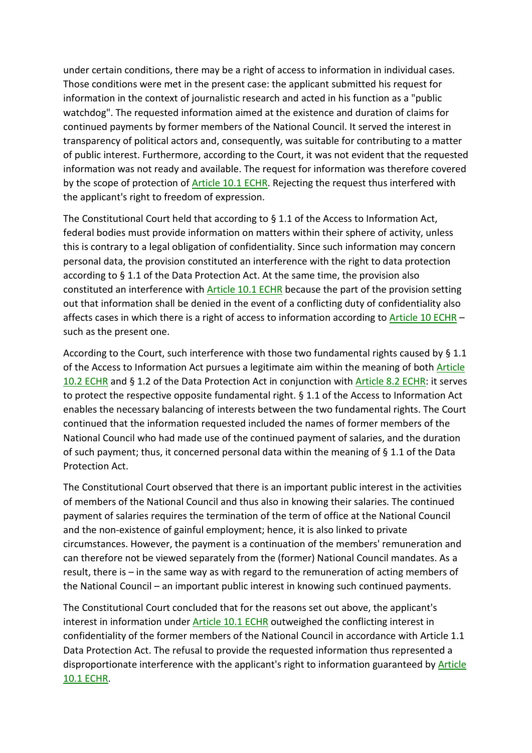under certain conditions, there may be a right of access to information in individual cases. Those conditions were met in the present case: the applicant submitted his request for information in the context of journalistic research and acted in his function as a "public watchdog". The requested information aimed at the existence and duration of claims for continued payments by former members of the National Council. It served the interest in transparency of political actors and, consequently, was suitable for contributing to a matter of public interest. Furthermore, according to the Court, it was not evident that the requested information was not ready and available. The request for information was therefore covered by the scope of protection of Article 10.1 ECHR. Rejecting the request thus interfered with the applicant's right to freedom of expression.

The Constitutional Court held that according to § 1.1 of the Access to Information Act, federal bodies must provide information on matters within their sphere of activity, unless this is contrary to a legal obligation of confidentiality. Since such information may concern personal data, the provision constituted an interference with the right to data protection according to § 1.1 of the Data Protection Act. At the same time, the provision also constituted an interference with Article 10.1 ECHR because the part of the provision setting out that information shall be denied in the event of a conflicting duty of confidentiality also affects cases in which there is a right of access to information according to Article 10 ECHR – such as the present one.

According to the Court, such interference with those two fundamental rights caused by § 1.1 of the Access to Information Act pursues a legitimate aim within the meaning of both Article 10.2 ECHR and § 1.2 of the Data Protection Act in conjunction with Article 8.2 ECHR: it serves to protect the respective opposite fundamental right. § 1.1 of the Access to Information Act enables the necessary balancing of interests between the two fundamental rights. The Court continued that the information requested included the names of former members of the National Council who had made use of the continued payment of salaries, and the duration of such payment; thus, it concerned personal data within the meaning of § 1.1 of the Data Protection Act.

The Constitutional Court observed that there is an important public interest in the activities of members of the National Council and thus also in knowing their salaries. The continued payment of salaries requires the termination of the term of office at the National Council and the non-existence of gainful employment; hence, it is also linked to private circumstances. However, the payment is a continuation of the members' remuneration and can therefore not be viewed separately from the (former) National Council mandates. As a result, there is – in the same way as with regard to the remuneration of acting members of the National Council – an important public interest in knowing such continued payments.

The Constitutional Court concluded that for the reasons set out above, the applicant's interest in information under Article 10.1 ECHR outweighed the conflicting interest in confidentiality of the former members of the National Council in accordance with Article 1.1 Data Protection Act. The refusal to provide the requested information thus represented a disproportionate interference with the applicant's right to information guaranteed by Article 10.1 ECHR.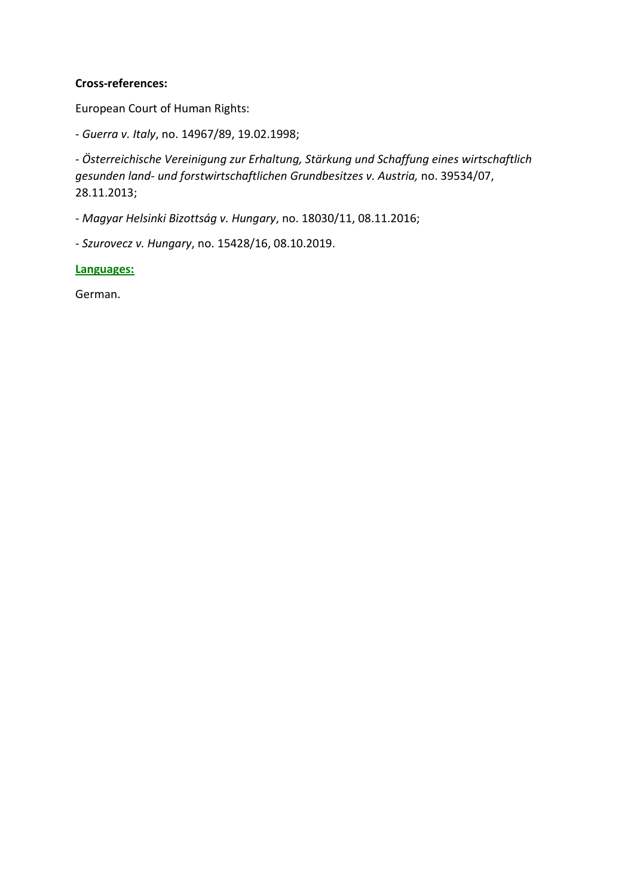**Cross-references:**

European Court of Human Rights:

- *Guerra v. Italy*, no. 14967/89, 19.02.1998;

- *Österreichische Vereinigung zur Erhaltung, Stärkung und Schaffung eines wirtschaftlich gesunden land- und forstwirtschaftlichen Grundbesitzes v. Austria,* no. 39534/07, 28.11.2013;

- *Magyar Helsinki Bizottság v. Hungary*, no. 18030/11, 08.11.2016;

- *Szurovecz v. Hungary*, no. 15428/16, 08.10.2019.

**Languages:**

German.